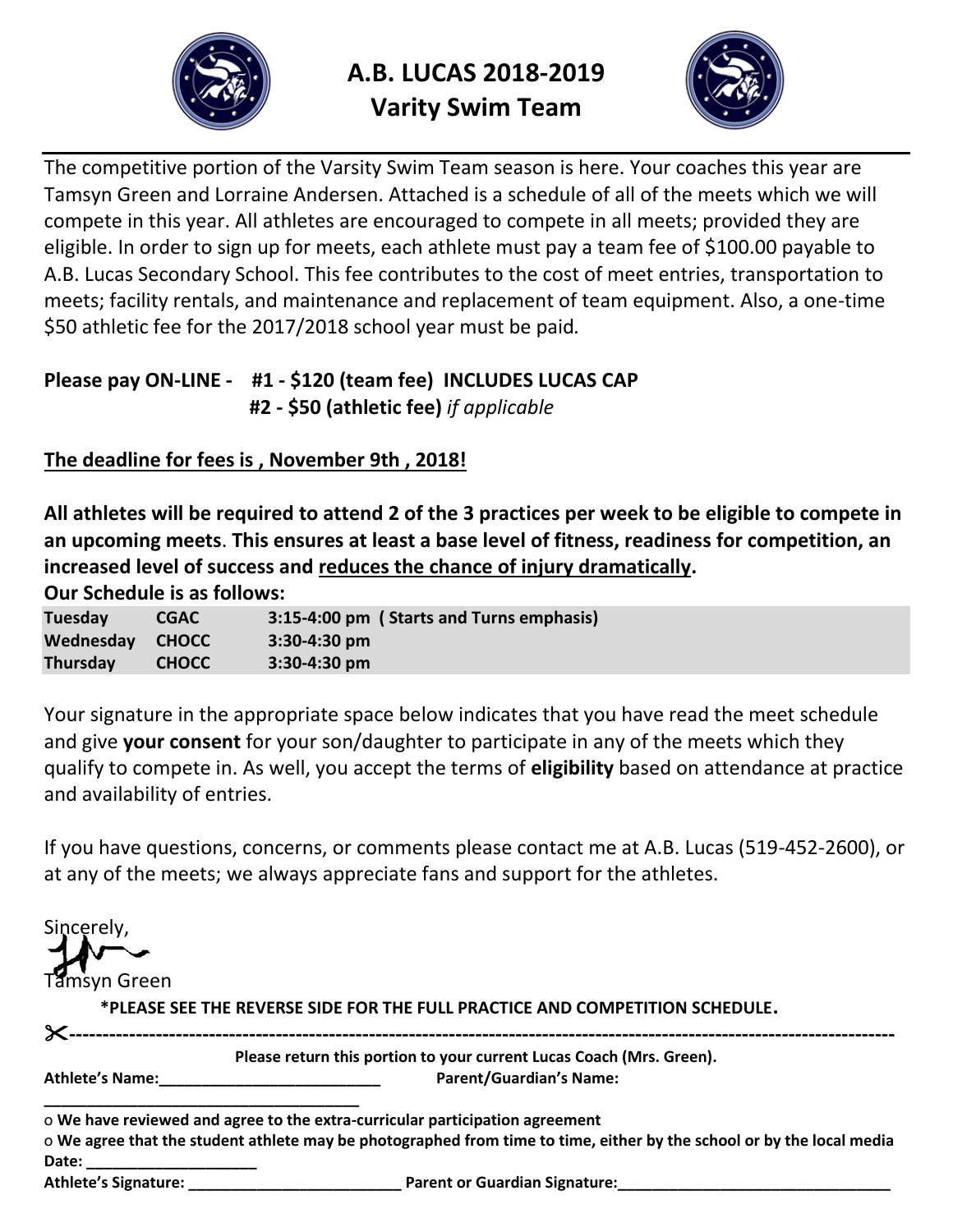# A.B. LUCAS 2018-2019
# Varity Swim Team

The competitive portion of the Varsity Swim Team season is here. Your coaches this year are Tamsyn Green and Lorraine Andersen. Attached is a schedule of all of the meets which we will compete in this year. All athletes are encouraged to compete in all meets; provided they are eligible. In order to sign up for meets, each athlete must pay a team fee of $100.00 payable to A.B. Lucas Secondary School. This fee contributes to the cost of meet entries, transportation to meets; facility rentals, and maintenance and replacement of team equipment. Also, a one-time $50 athletic fee for the 2017/2018 school year must be paid.

**Please pay ON-LINE - #1 - $120 (team fee) INCLUDES LUCAS CAP**
**#2 - $50 (athletic fee)** *if applicable*

**The deadline for fees is , November 9th , 2018!**

**All athletes will be required to attend 2 of the 3 practices per week to be eligible to compete in an upcoming meets**. **This ensures at least a base level of fitness, readiness for competition, an increased level of success and reduces the chance of injury dramatically.**

**Our Schedule is as follows:**

| | | |
|---|---|---|
| **Tuesday** | **CGAC** | **3:15-4:00 pm ( Starts and Turns emphasis)** |
| **Wednesday** | **CHOCC** | **3:30-4:30 pm** |
| **Thursday** | **CHOCC** | **3:30-4:30 pm** |

Your signature in the appropriate space below indicates that you have read the meet schedule and give **your consent** for your son/daughter to participate in any of the meets which they qualify to compete in. As well, you accept the terms of **eligibility** based on attendance at practice and availability of entries.

If you have questions, concerns, or comments please contact me at A.B. Lucas (519-452-2600), or at any of the meets; we always appreciate fans and support for the athletes.

Sincerely,

Tamsyn Green

**\*PLEASE SEE THE REVERSE SIDE FOR THE FULL PRACTICE AND COMPETITION SCHEDULE.**

✂-----------------------------------------------------------------------------------------------------------------------

**Please return this portion to your current Lucas Coach (Mrs. Green).**

**Athlete's Name:__________________________** **Parent/Guardian's Name: ___________________________________**

o **We have reviewed and agree to the extra-curricular participation agreement**

o **We agree that the student athlete may be photographed from time to time, either by the school or by the local media**

**Date: ____________________**

**Athlete's Signature: _________________________** **Parent or Guardian Signature:________________________________**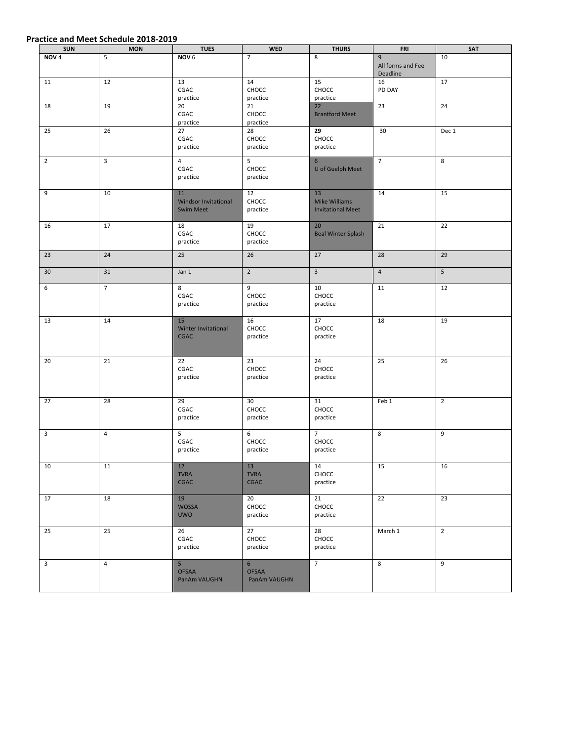## Practice and Meet Schedule 2018-2019

| SUN | MON | TUES | WED | THURS | FRI | SAT |
|---|---|---|---|---|---|---|
| **NOV** 4 | 5 | **NOV** 6 | 7 | 8 | 9 All forms and Fee Deadline | 10 |
| 11 | 12 | 13 CGAC practice | 14 CHOCC practice | 15 CHOCC practice | 16 PD DAY | 17 |
| 18 | 19 | 20 CGAC practice | 21 CHOCC practice | 22 Brantford Meet | 23 | 24 |
| 25 | 26 | 27 CGAC practice | 28 CHOCC practice | **29** CHOCC practice | 30 | Dec 1 |
| 2 | 3 | 4 CGAC practice | 5 CHOCC practice | 6 U of Guelph Meet | 7 | 8 |
| 9 | 10 | 11 Windsor Invitational Swim Meet | 12 CHOCC practice | 13 Mike Williams Invitational Meet | 14 | 15 |
| 16 | 17 | 18 CGAC practice | 19 CHOCC practice | 20 Beal Winter Splash | 21 | 22 |
| 23 | 24 | 25 | 26 | 27 | 28 | 29 |
| 30 | 31 | Jan 1 | 2 | 3 | 4 | 5 |
| 6 | 7 | 8 CGAC practice | 9 CHOCC practice | 10 CHOCC practice | 11 | 12 |
| 13 | 14 | 15 Winter Invitational CGAC | 16 CHOCC practice | 17 CHOCC practice | 18 | 19 |
| 20 | 21 | 22 CGAC practice | 23 CHOCC practice | 24 CHOCC practice | 25 | 26 |
| 27 | 28 | 29 CGAC practice | 30 CHOCC practice | 31 CHOCC practice | Feb 1 | 2 |
| 3 | 4 | 5 CGAC practice | 6 CHOCC practice | 7 CHOCC practice | 8 | 9 |
| 10 | 11 | 12 TVRA CGAC | 13 TVRA CGAC | 14 CHOCC practice | 15 | 16 |
| 17 | 18 | 19 WOSSA UWO | 20 CHOCC practice | 21 CHOCC practice | 22 | 23 |
| 25 | 25 | 26 CGAC practice | 27 CHOCC practice | 28 CHOCC practice | March 1 | 2 |
| 3 | 4 | 5 OFSAA PanAm VAUGHN | 6 OFSAA PanAm VAUGHN | 7 | 8 | 9 |